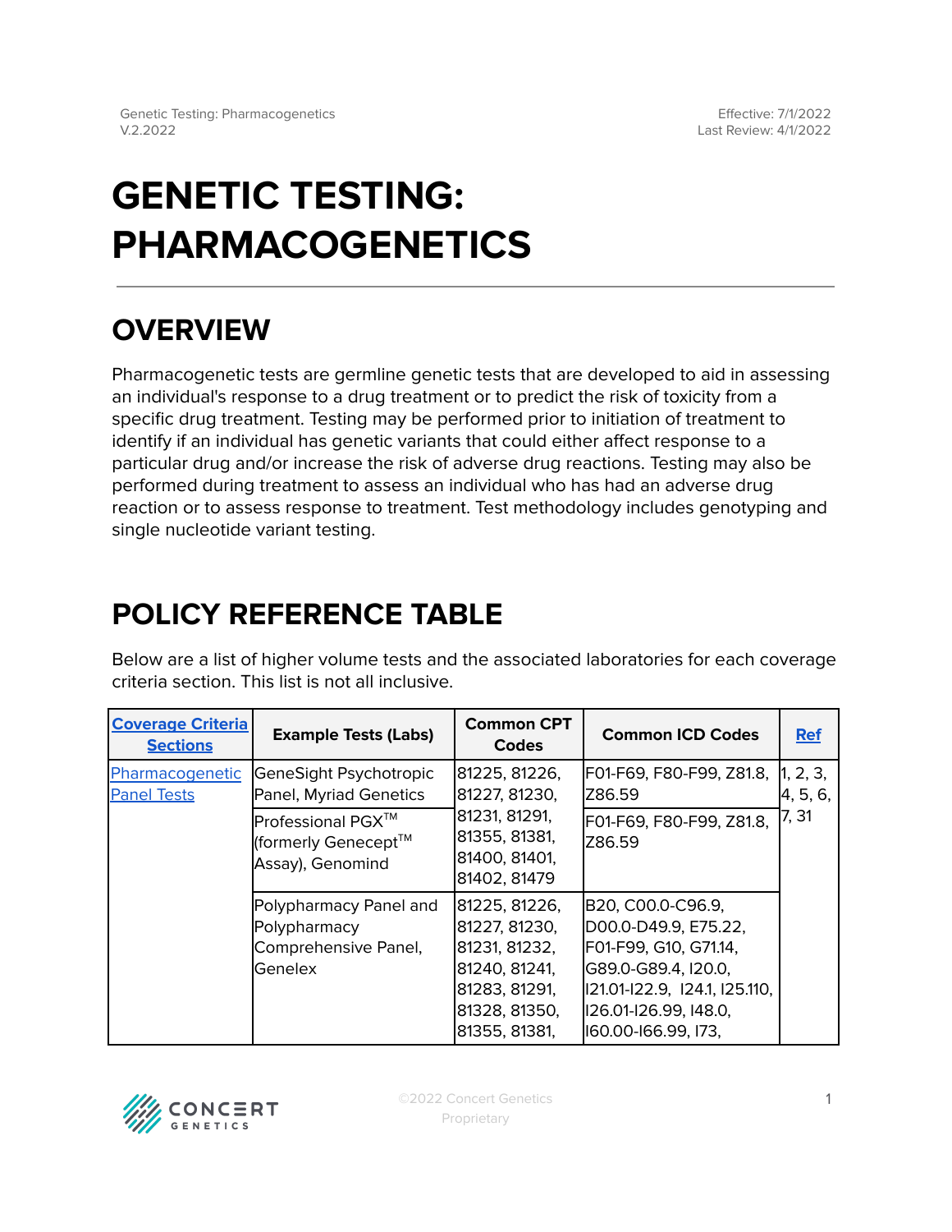# GENETIC TESTING: PHARMACOGENETICS

## OVERVIEW

Pharmacogenetic tests are germline genetic tests that are developed to aid in assessing an individual's response to a drug treatment or to predict the risk of toxicity from a specific drug treatment. Testing may be performed prior to initiation of treatment to identify if an individual has genetic variants that could either affect response to a particular drug and/or increase the risk of adverse drug reactions. Testing may also be performed during treatment to assess an individual who has had an adverse drug reaction or to assess response to treatment. Test methodology includes genotyping and single nucleotide variant testing.

## POLICY REFERENCE TABLE

Below are a list of higher volume tests and the associated laboratories for each coverage criteria section. This list is not all inclusive.

| Coverage Criteria Sections | Example Tests (Labs) | Common CPT Codes | Common ICD Codes | Ref |
|---|---|---|---|---|
| Pharmacogenetic Panel Tests | GeneSight Psychotropic Panel, Myriad Genetics | 81225, 81226, 81227, 81230, 81231, 81291, 81355, 81381, 81400, 81401, 81402, 81479 | F01-F69, F80-F99, Z81.8, Z86.59 | 1, 2, 3, 4, 5, 6, 7, 31 |
| | Professional PGX™ (formerly Genecept™ Assay), Genomind | | F01-F69, F80-F99, Z81.8, Z86.59 | |
| | Polypharmacy Panel and Polypharmacy Comprehensive Panel, Genelex | 81225, 81226, 81227, 81230, 81231, 81232, 81240, 81241, 81283, 81291, 81328, 81350, 81355, 81381, | B20, C00.0-C96.9, D00.0-D49.9, E75.22, F01-F99, G10, G71.14, G89.0-G89.4, I20.0, I21.01-I22.9, I24.1, I25.110, I26.01-I26.99, I48.0, I60.00-I66.99, I73, | |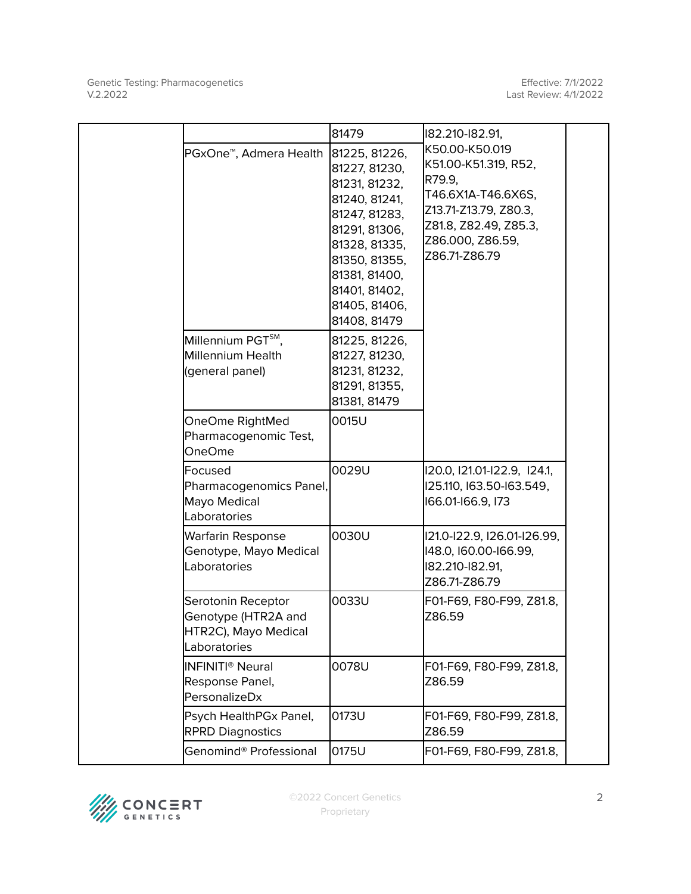| | | | | |
|---|---|---|---|---|
| | | 81479 | I82.210-I82.91, K50.00-K50.019 K51.00-K51.319, R52, R79.9, T46.6X1A-T46.6X6S, Z13.71-Z13.79, Z80.3, Z81.8, Z82.49, Z85.3, Z86.000, Z86.59, Z86.71-Z86.79 | |
| | PGxOne™, Admera Health | 81225, 81226, 81227, 81230, 81231, 81232, 81240, 81241, 81247, 81283, 81291, 81306, 81328, 81335, 81350, 81355, 81381, 81400, 81401, 81402, 81405, 81406, 81408, 81479 | | |
| | Millennium PGT℠, Millennium Health (general panel) | 81225, 81226, 81227, 81230, 81231, 81232, 81291, 81355, 81381, 81479 | | |
| | OneOme RightMed Pharmacogenomic Test, OneOme | 0015U | | |
| | Focused Pharmacogenomics Panel, Mayo Medical Laboratories | 0029U | I20.0, I21.01-I22.9, I24.1, I25.110, I63.50-I63.549, I66.01-I66.9, I73 | |
| | Warfarin Response Genotype, Mayo Medical Laboratories | 0030U | I21.0-I22.9, I26.01-I26.99, I48.0, I60.00-I66.99, I82.210-I82.91, Z86.71-Z86.79 | |
| | Serotonin Receptor Genotype (HTR2A and HTR2C), Mayo Medical Laboratories | 0033U | F01-F69, F80-F99, Z81.8, Z86.59 | |
| | INFINITI® Neural Response Panel, PersonalizeDx | 0078U | F01-F69, F80-F99, Z81.8, Z86.59 | |
| | Psych HealthPGx Panel, RPRD Diagnostics | 0173U | F01-F69, F80-F99, Z81.8, Z86.59 | |
| | Genomind® Professional | 0175U | F01-F69, F80-F99, Z81.8, | |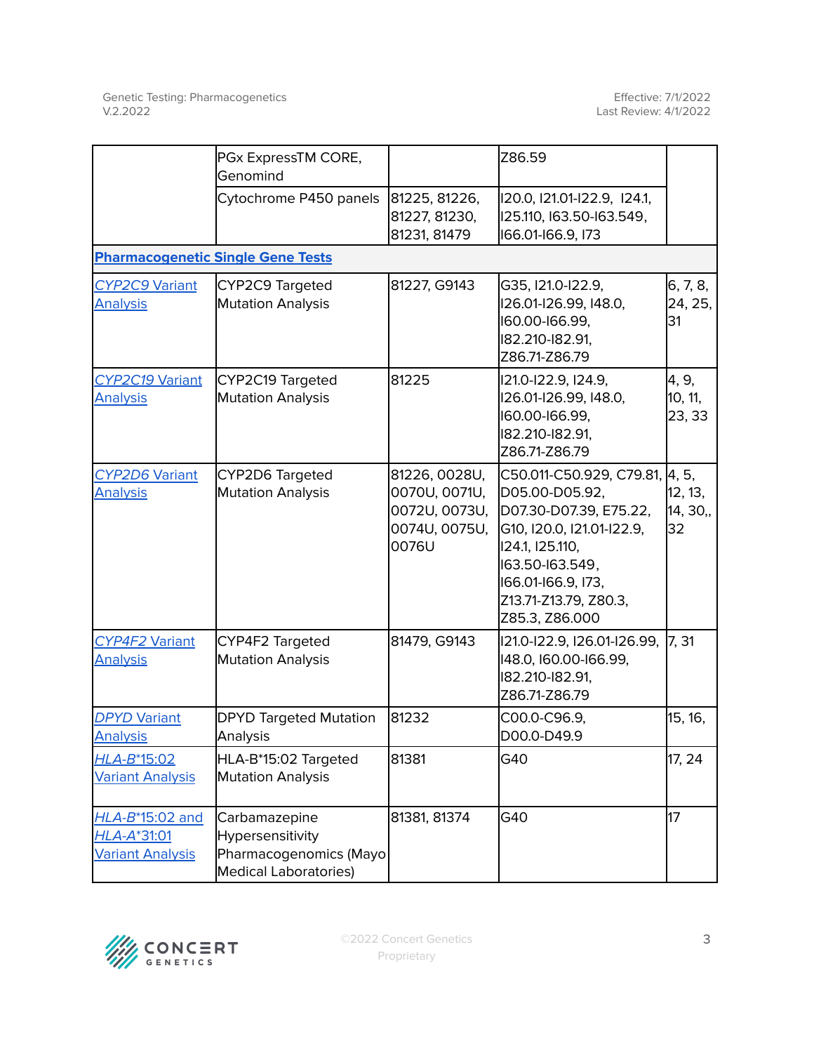| | | | | |
|---|---|---|---|---|
| | PGx ExpressTM CORE, Genomind | | Z86.59 | |
| | Cytochrome P450 panels | 81225, 81226, 81227, 81230, 81231, 81479 | I20.0, I21.01-I22.9, I24.1, I25.110, I63.50-I63.549, I66.01-I66.9, I73 | |
| **Pharmacogenetic Single Gene Tests** | | | | |
| *CYP2C9* Variant Analysis | CYP2C9 Targeted Mutation Analysis | 81227, G9143 | G35, I21.0-I22.9, I26.01-I26.99, I48.0, I60.00-I66.99, I82.210-I82.91, Z86.71-Z86.79 | 6, 7, 8, 24, 25, 31 |
| *CYP2C19* Variant Analysis | CYP2C19 Targeted Mutation Analysis | 81225 | I21.0-I22.9, I24.9, I26.01-I26.99, I48.0, I60.00-I66.99, I82.210-I82.91, Z86.71-Z86.79 | 4, 9, 10, 11, 23, 33 |
| *CYP2D6* Variant Analysis | CYP2D6 Targeted Mutation Analysis | 81226, 0028U, 0070U, 0071U, 0072U, 0073U, 0074U, 0075U, 0076U | C50.011-C50.929, C79.81, D05.00-D05.92, D07.30-D07.39, E75.22, G10, I20.0, I21.01-I22.9, I24.1, I25.110, I63.50-I63.549, I66.01-I66.9, I73, Z13.71-Z13.79, Z80.3, Z85.3, Z86.000 | 4, 5, 12, 13, 14, 30,, 32 |
| *CYP4F2* Variant Analysis | CYP4F2 Targeted Mutation Analysis | 81479, G9143 | I21.0-I22.9, I26.01-I26.99, I48.0, I60.00-I66.99, I82.210-I82.91, Z86.71-Z86.79 | 7, 31 |
| *DPYD* Variant Analysis | DPYD Targeted Mutation Analysis | 81232 | C00.0-C96.9, D00.0-D49.9 | 15, 16, |
| *HLA-B**15:02 Variant Analysis | HLA-B*15:02 Targeted Mutation Analysis | 81381 | G40 | 17, 24 |
| *HLA-B**15:02 and *HLA-A**31:01 Variant Analysis | Carbamazepine Hypersensitivity Pharmacogenomics (Mayo Medical Laboratories) | 81381, 81374 | G40 | 17 |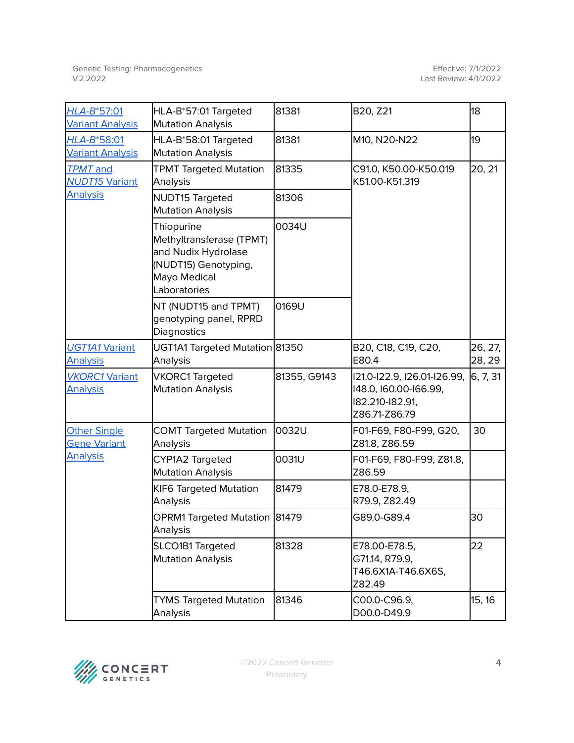| | | | | |
|---|---|---|---|---|
| *HLA-B*\*57:01 Variant Analysis | HLA-B*57:01 Targeted Mutation Analysis | 81381 | B20, Z21 | 18 |
| *HLA-B*\*58:01 Variant Analysis | HLA-B*58:01 Targeted Mutation Analysis | 81381 | M10, N20-N22 | 19 |
| *TPMT* and *NUDT15* Variant Analysis | TPMT Targeted Mutation Analysis | 81335 | C91.0, K50.00-K50.019 K51.00-K51.319 | 20, 21 |
| | NUDT15 Targeted Mutation Analysis | 81306 | | |
| | Thiopurine Methyltransferase (TPMT) and Nudix Hydrolase (NUDT15) Genotyping, Mayo Medical Laboratories | 0034U | | |
| | NT (NUDT15 and TPMT) genotyping panel, RPRD Diagnostics | 0169U | | |
| *UGT1A1* Variant Analysis | UGT1A1 Targeted Mutation Analysis | 81350 | B20, C18, C19, C20, E80.4 | 26, 27, 28, 29 |
| *VKORC1* Variant Analysis | VKORC1 Targeted Mutation Analysis | 81355, G9143 | I21.0-I22.9, I26.01-I26.99, I48.0, I60.00-I66.99, I82.210-I82.91, Z86.71-Z86.79 | 6, 7, 31 |
| Other Single Gene Variant Analysis | COMT Targeted Mutation Analysis | 0032U | F01-F69, F80-F99, G20, Z81.8, Z86.59 | 30 |
| | CYP1A2 Targeted Mutation Analysis | 0031U | F01-F69, F80-F99, Z81.8, Z86.59 | |
| | KIF6 Targeted Mutation Analysis | 81479 | E78.0-E78.9, R79.9, Z82.49 | |
| | OPRM1 Targeted Mutation Analysis | 81479 | G89.0-G89.4 | 30 |
| | SLCO1B1 Targeted Mutation Analysis | 81328 | E78.00-E78.5, G71.14, R79.9, T46.6X1A-T46.6X6S, Z82.49 | 22 |
| | TYMS Targeted Mutation Analysis | 81346 | C00.0-C96.9, D00.0-D49.9 | 15, 16 |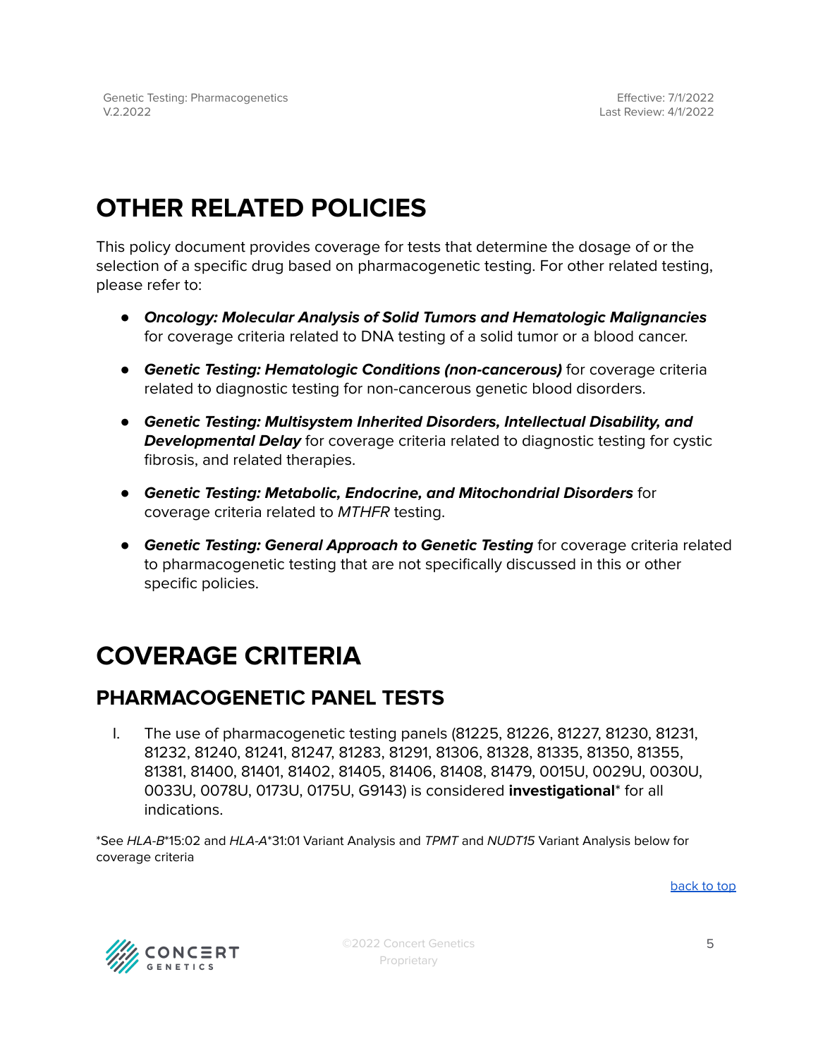# OTHER RELATED POLICIES

This policy document provides coverage for tests that determine the dosage of or the selection of a specific drug based on pharmacogenetic testing. For other related testing, please refer to:

- ***Oncology: Molecular Analysis of Solid Tumors and Hematologic Malignancies*** for coverage criteria related to DNA testing of a solid tumor or a blood cancer.
- ***Genetic Testing: Hematologic Conditions (non-cancerous)*** for coverage criteria related to diagnostic testing for non-cancerous genetic blood disorders.
- ***Genetic Testing: Multisystem Inherited Disorders, Intellectual Disability, and Developmental Delay*** for coverage criteria related to diagnostic testing for cystic fibrosis, and related therapies.
- ***Genetic Testing: Metabolic, Endocrine, and Mitochondrial Disorders*** for coverage criteria related to *MTHFR* testing.
- ***Genetic Testing: General Approach to Genetic Testing*** for coverage criteria related to pharmacogenetic testing that are not specifically discussed in this or other specific policies.

# COVERAGE CRITERIA

## PHARMACOGENETIC PANEL TESTS

I. The use of pharmacogenetic testing panels (81225, 81226, 81227, 81230, 81231, 81232, 81240, 81241, 81247, 81283, 81291, 81306, 81328, 81335, 81350, 81355, 81381, 81400, 81401, 81402, 81405, 81406, 81408, 81479, 0015U, 0029U, 0030U, 0033U, 0078U, 0173U, 0175U, G9143) is considered **investigational*** for all indications.

*See *HLA-B**15:02 and *HLA-A**31:01 Variant Analysis and *TPMT* and *NUDT15* Variant Analysis below for coverage criteria

back to top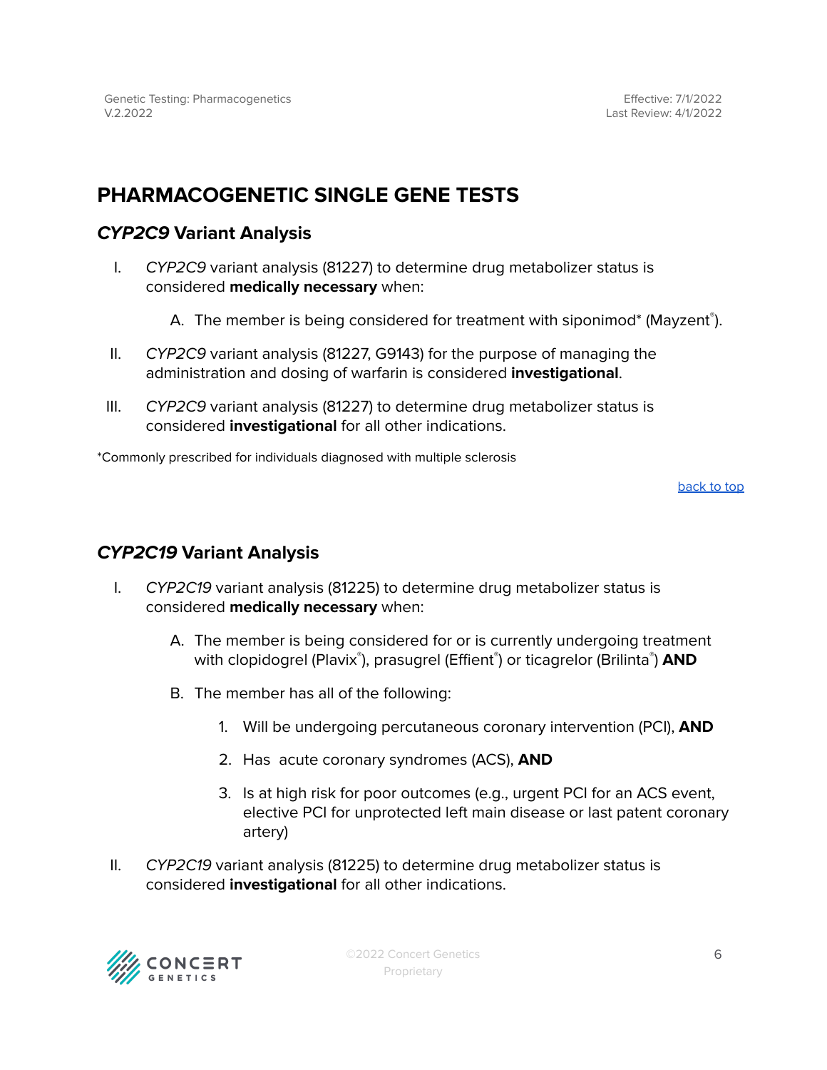## PHARMACOGENETIC SINGLE GENE TESTS

### *CYP2C9* Variant Analysis

I. *CYP2C9* variant analysis (81227) to determine drug metabolizer status is considered **medically necessary** when:

   A. The member is being considered for treatment with siponimod* (Mayzent®).

II. *CYP2C9* variant analysis (81227, G9143) for the purpose of managing the administration and dosing of warfarin is considered **investigational**.

III. *CYP2C9* variant analysis (81227) to determine drug metabolizer status is considered **investigational** for all other indications.

*Commonly prescribed for individuals diagnosed with multiple sclerosis

back to top

### *CYP2C19* Variant Analysis

I. *CYP2C19* variant analysis (81225) to determine drug metabolizer status is considered **medically necessary** when:

   A. The member is being considered for or is currently undergoing treatment with clopidogrel (Plavix®), prasugrel (Effient®) or ticagrelor (Brilinta®) **AND**

   B. The member has all of the following:

      1. Will be undergoing percutaneous coronary intervention (PCI), **AND**

      2. Has acute coronary syndromes (ACS), **AND**

      3. Is at high risk for poor outcomes (e.g., urgent PCI for an ACS event, elective PCI for unprotected left main disease or last patent coronary artery)

II. *CYP2C19* variant analysis (81225) to determine drug metabolizer status is considered **investigational** for all other indications.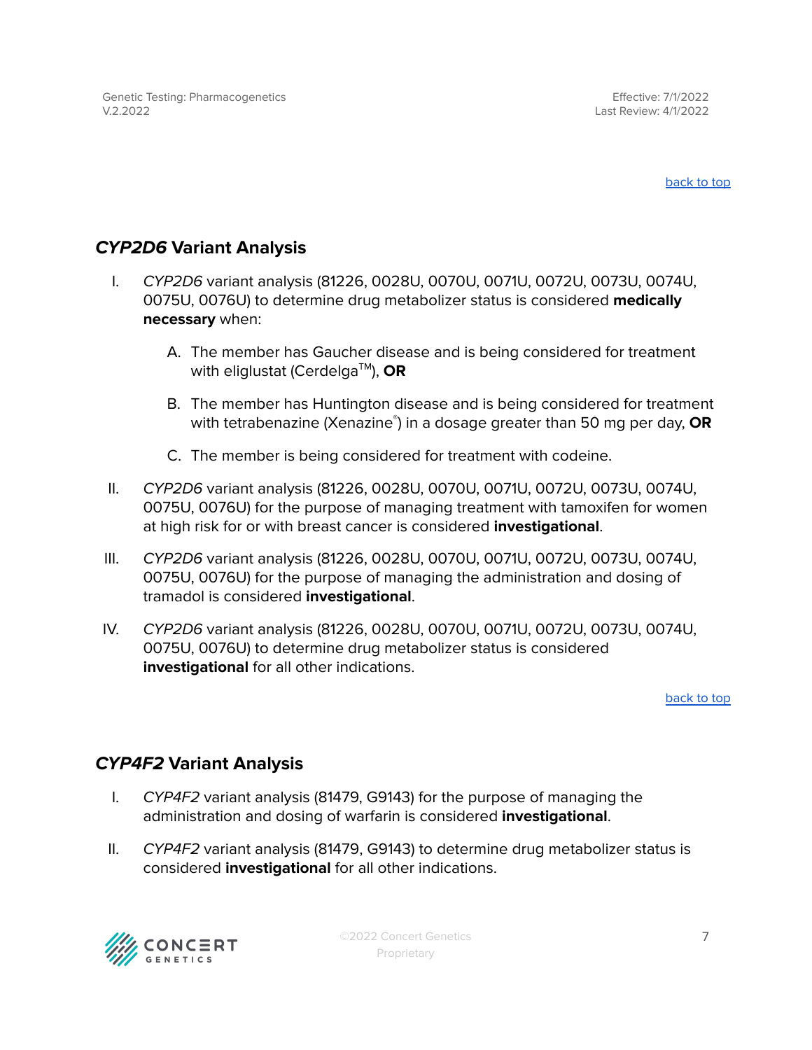## *CYP2D6* Variant Analysis

I. *CYP2D6* variant analysis (81226, 0028U, 0070U, 0071U, 0072U, 0073U, 0074U, 0075U, 0076U) to determine drug metabolizer status is considered **medically necessary** when:

   A. The member has Gaucher disease and is being considered for treatment with eliglustat (Cerdelga™), **OR**

   B. The member has Huntington disease and is being considered for treatment with tetrabenazine (Xenazine®) in a dosage greater than 50 mg per day, **OR**

   C. The member is being considered for treatment with codeine.

II. *CYP2D6* variant analysis (81226, 0028U, 0070U, 0071U, 0072U, 0073U, 0074U, 0075U, 0076U) for the purpose of managing treatment with tamoxifen for women at high risk for or with breast cancer is considered **investigational**.

III. *CYP2D6* variant analysis (81226, 0028U, 0070U, 0071U, 0072U, 0073U, 0074U, 0075U, 0076U) for the purpose of managing the administration and dosing of tramadol is considered **investigational**.

IV. *CYP2D6* variant analysis (81226, 0028U, 0070U, 0071U, 0072U, 0073U, 0074U, 0075U, 0076U) to determine drug metabolizer status is considered **investigational** for all other indications.

back to top

## *CYP4F2* Variant Analysis

I. *CYP4F2* variant analysis (81479, G9143) for the purpose of managing the administration and dosing of warfarin is considered **investigational**.

II. *CYP4F2* variant analysis (81479, G9143) to determine drug metabolizer status is considered **investigational** for all other indications.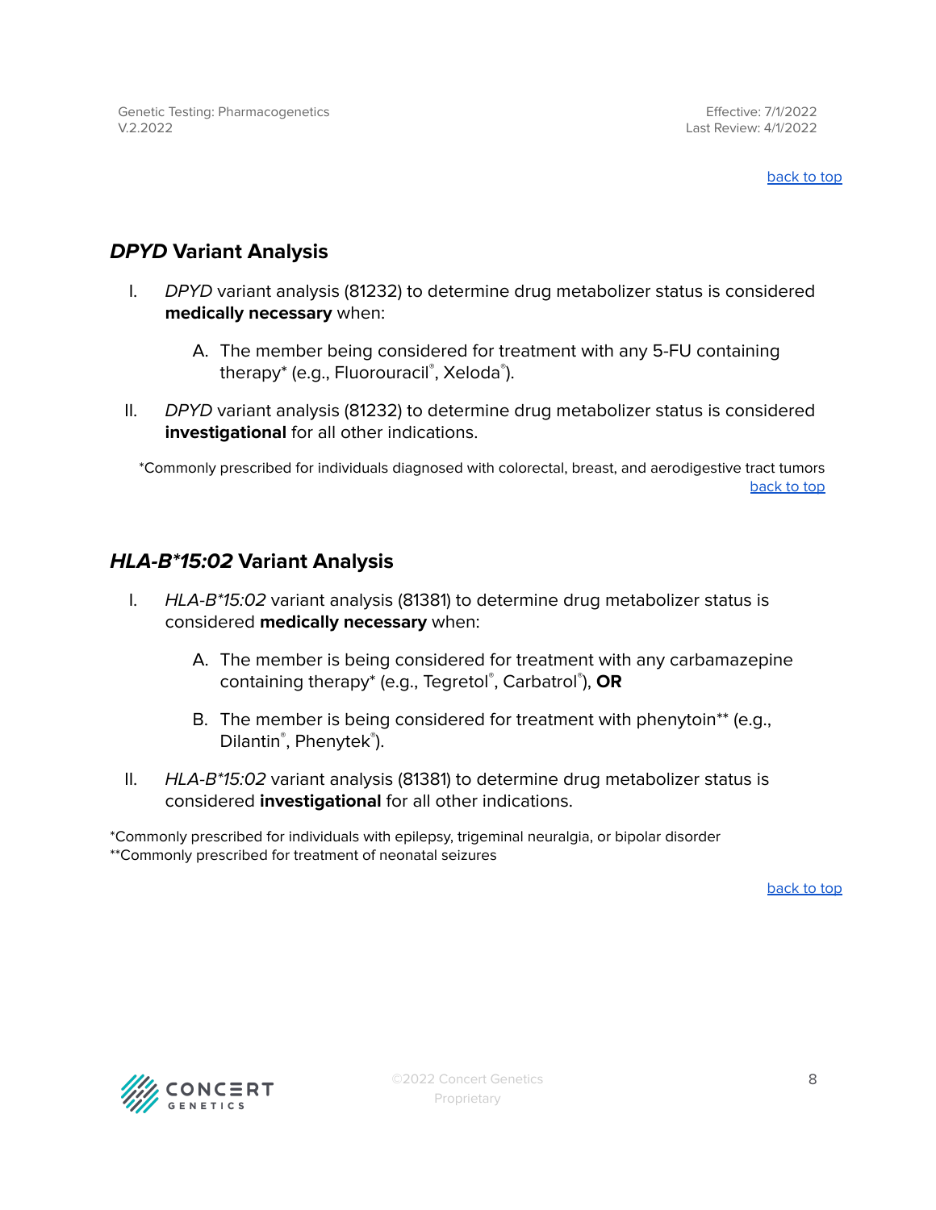## *DPYD* Variant Analysis

I. *DPYD* variant analysis (81232) to determine drug metabolizer status is considered **medically necessary** when:

   A. The member being considered for treatment with any 5-FU containing therapy* (e.g., Fluorouracil®, Xeloda®).

II. *DPYD* variant analysis (81232) to determine drug metabolizer status is considered **investigational** for all other indications.

*Commonly prescribed for individuals diagnosed with colorectal, breast, and aerodigestive tract tumors

[back to top]

## *HLA-B*15:02* Variant Analysis

I. *HLA-B*15:02* variant analysis (81381) to determine drug metabolizer status is considered **medically necessary** when:

   A. The member is being considered for treatment with any carbamazepine containing therapy* (e.g., Tegretol®, Carbatrol®), **OR**

   B. The member is being considered for treatment with phenytoin** (e.g., Dilantin®, Phenytek®).

II. *HLA-B*15:02* variant analysis (81381) to determine drug metabolizer status is considered **investigational** for all other indications.

*Commonly prescribed for individuals with epilepsy, trigeminal neuralgia, or bipolar disorder
**Commonly prescribed for treatment of neonatal seizures

[back to top]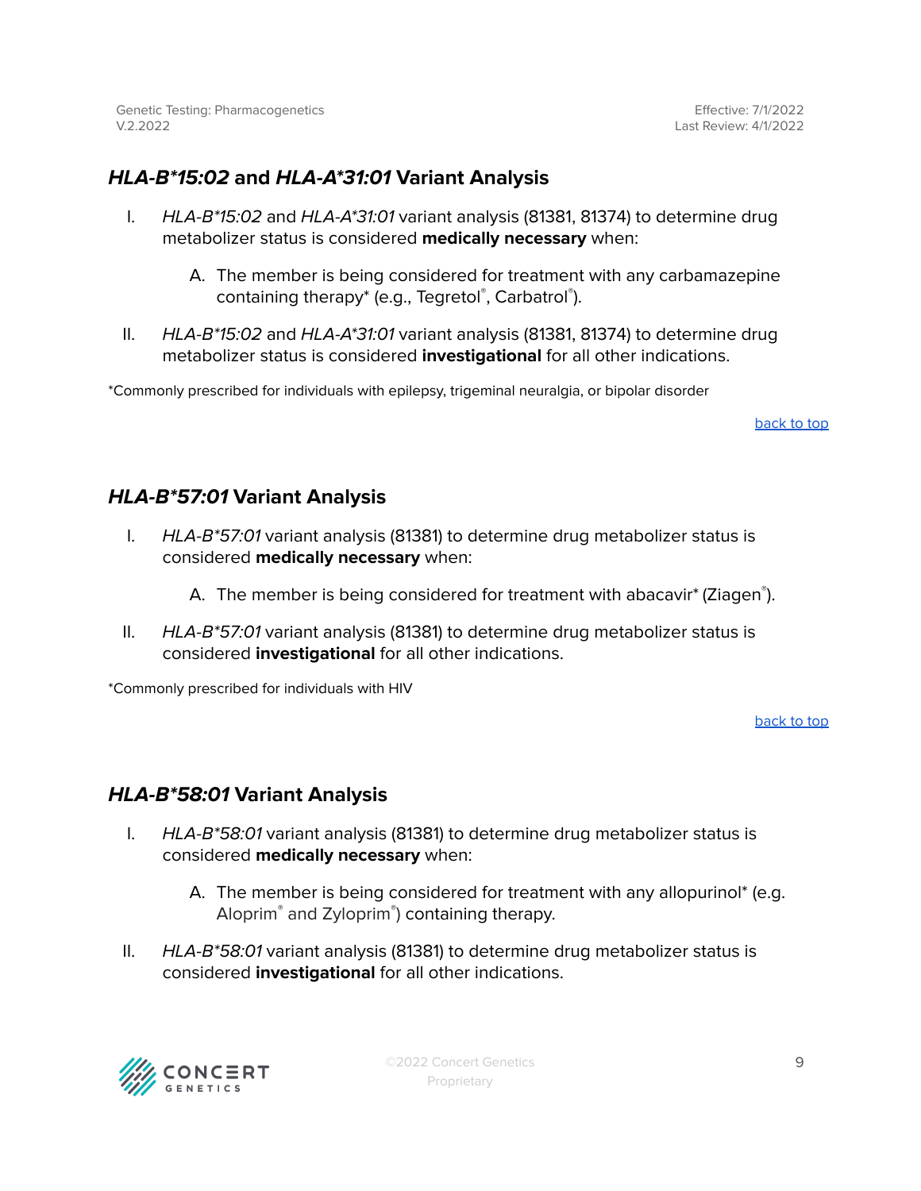## ***HLA-B*15:02*** **and** ***HLA-A*31:01*** **Variant Analysis**

I. *HLA-B*15:02* and *HLA-A*31:01* variant analysis (81381, 81374) to determine drug metabolizer status is considered **medically necessary** when:

   A. The member is being considered for treatment with any carbamazepine containing therapy* (e.g., Tegretol®, Carbatrol®).

II. *HLA-B*15:02* and *HLA-A*31:01* variant analysis (81381, 81374) to determine drug metabolizer status is considered **investigational** for all other indications.

*Commonly prescribed for individuals with epilepsy, trigeminal neuralgia, or bipolar disorder

[back to top]

## ***HLA-B*57:01*** **Variant Analysis**

I. *HLA-B*57:01* variant analysis (81381) to determine drug metabolizer status is considered **medically necessary** when:

   A. The member is being considered for treatment with abacavir* (Ziagen®).

II. *HLA-B*57:01* variant analysis (81381) to determine drug metabolizer status is considered **investigational** for all other indications.

*Commonly prescribed for individuals with HIV

[back to top]

## ***HLA-B*58:01*** **Variant Analysis**

I. *HLA-B*58:01* variant analysis (81381) to determine drug metabolizer status is considered **medically necessary** when:

   A. The member is being considered for treatment with any allopurinol* (e.g. Aloprim® and Zyloprim®) containing therapy.

II. *HLA-B*58:01* variant analysis (81381) to determine drug metabolizer status is considered **investigational** for all other indications.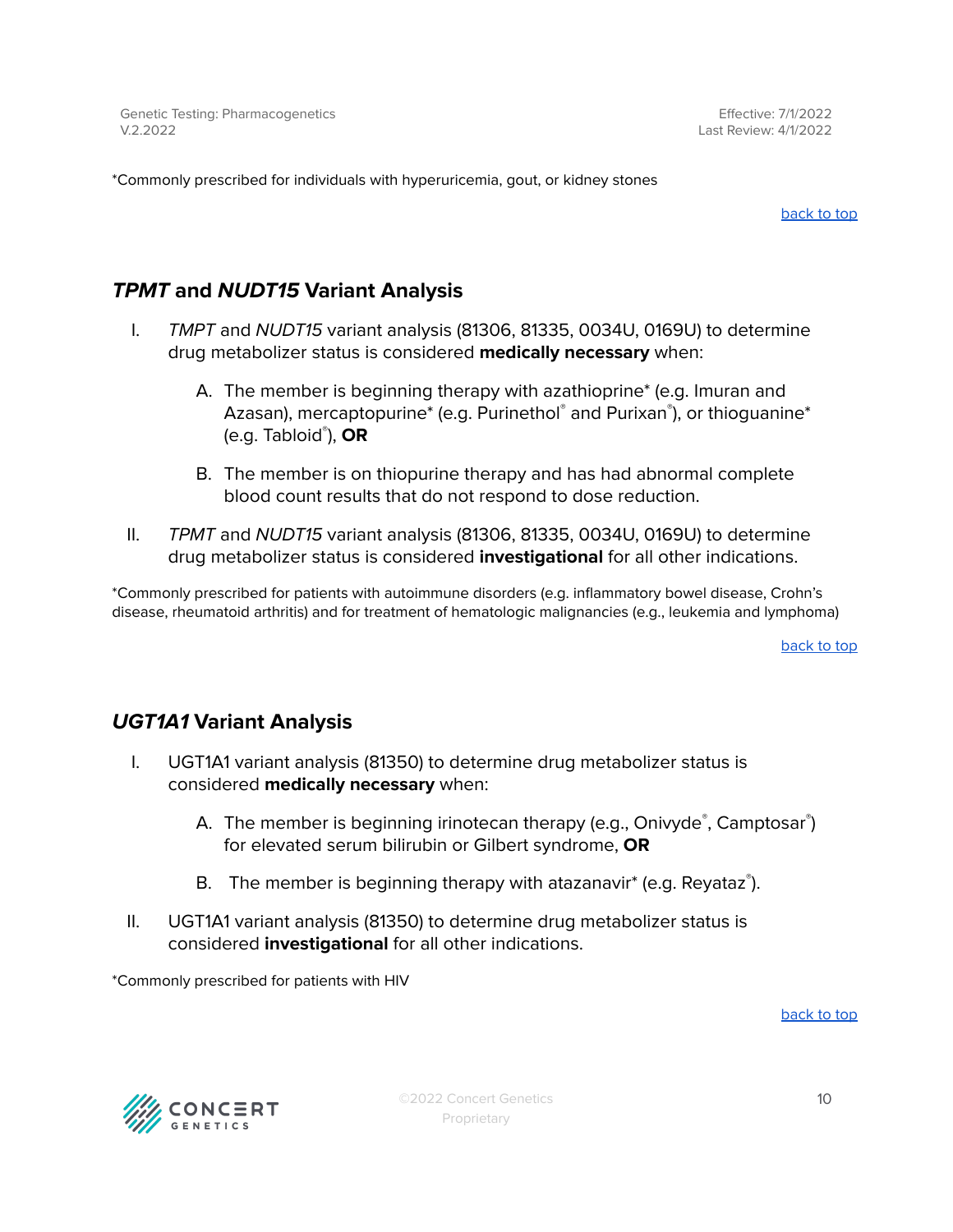*Commonly prescribed for individuals with hyperuricemia, gout, or kidney stones

back to top

## ***TPMT*** **and** ***NUDT15*** **Variant Analysis**

I. *TMPT* and *NUDT15* variant analysis (81306, 81335, 0034U, 0169U) to determine drug metabolizer status is considered **medically necessary** when:

   A. The member is beginning therapy with azathioprine* (e.g. Imuran and Azasan), mercaptopurine* (e.g. Purinethol® and Purixan®), or thioguanine* (e.g. Tabloid®), **OR**

   B. The member is on thiopurine therapy and has had abnormal complete blood count results that do not respond to dose reduction.

II. *TPMT* and *NUDT15* variant analysis (81306, 81335, 0034U, 0169U) to determine drug metabolizer status is considered **investigational** for all other indications.

*Commonly prescribed for patients with autoimmune disorders (e.g. inflammatory bowel disease, Crohn's disease, rheumatoid arthritis) and for treatment of hematologic malignancies (e.g., leukemia and lymphoma)

back to top

## ***UGT1A1*** **Variant Analysis**

I. UGT1A1 variant analysis (81350) to determine drug metabolizer status is considered **medically necessary** when:

   A. The member is beginning irinotecan therapy (e.g., Onivyde®, Camptosar®) for elevated serum bilirubin or Gilbert syndrome, **OR**

   B. The member is beginning therapy with atazanavir* (e.g. Reyataz®).

II. UGT1A1 variant analysis (81350) to determine drug metabolizer status is considered **investigational** for all other indications.

*Commonly prescribed for patients with HIV

back to top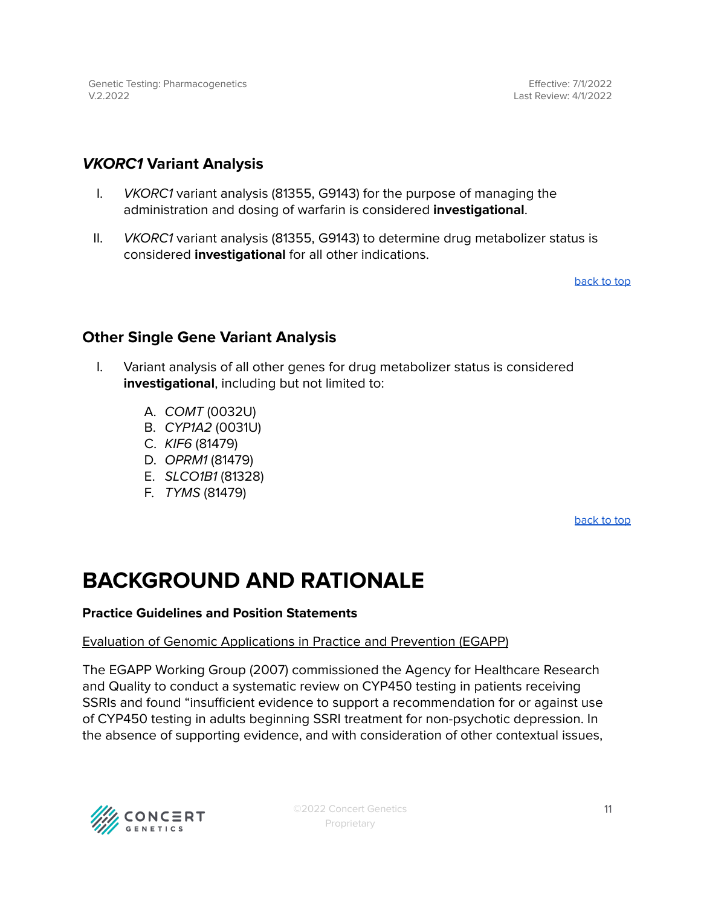### *VKORC1* Variant Analysis

I. *VKORC1* variant analysis (81355, G9143) for the purpose of managing the administration and dosing of warfarin is considered **investigational**.

II. *VKORC1* variant analysis (81355, G9143) to determine drug metabolizer status is considered **investigational** for all other indications.

back to top

### Other Single Gene Variant Analysis

I. Variant analysis of all other genes for drug metabolizer status is considered **investigational**, including but not limited to:

   A. *COMT* (0032U)
   B. *CYP1A2* (0031U)
   C. *KIF6* (81479)
   D. *OPRM1* (81479)
   E. *SLCO1B1* (81328)
   F. *TYMS* (81479)

back to top

# BACKGROUND AND RATIONALE

**Practice Guidelines and Position Statements**

Evaluation of Genomic Applications in Practice and Prevention (EGAPP)

The EGAPP Working Group (2007) commissioned the Agency for Healthcare Research and Quality to conduct a systematic review on CYP450 testing in patients receiving SSRIs and found "insufficient evidence to support a recommendation for or against use of CYP450 testing in adults beginning SSRI treatment for non-psychotic depression. In the absence of supporting evidence, and with consideration of other contextual issues,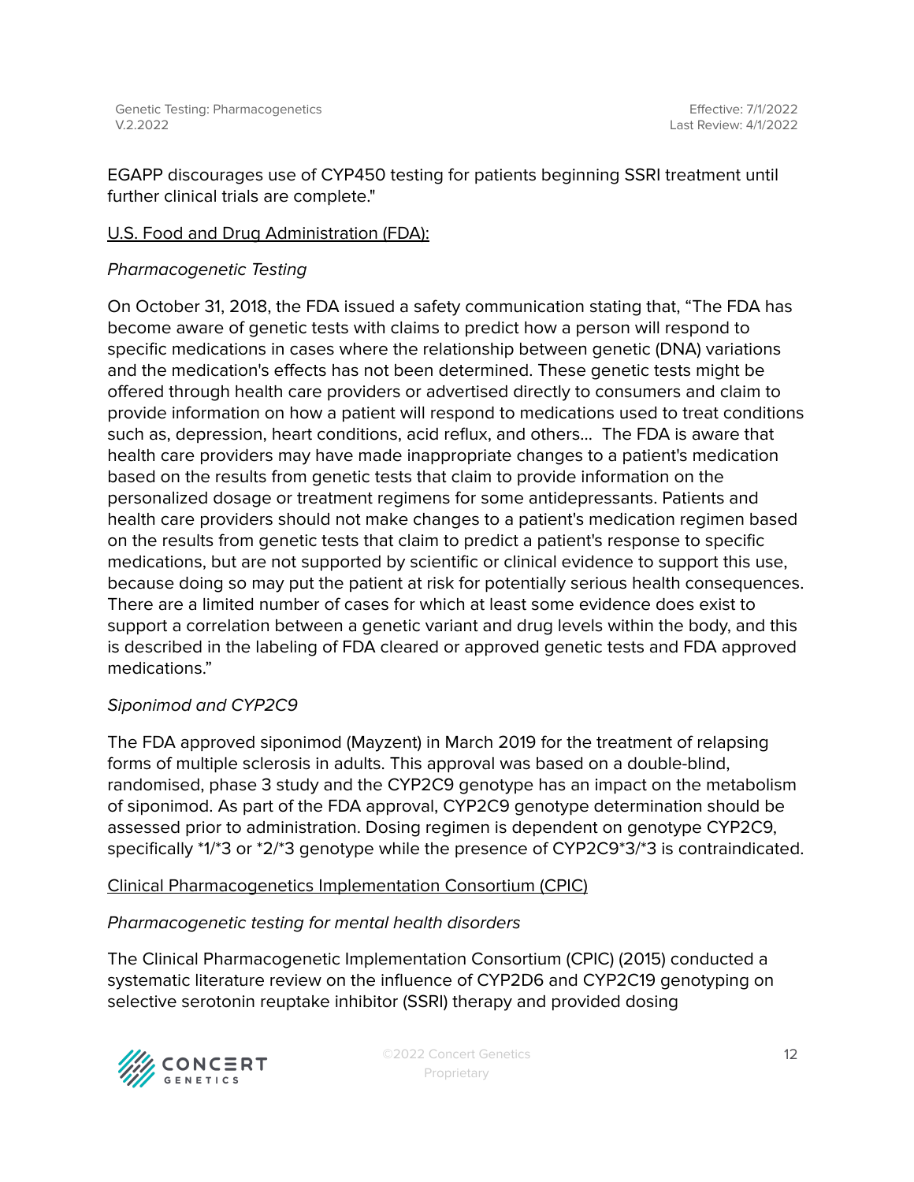EGAPP discourages use of CYP450 testing for patients beginning SSRI treatment until further clinical trials are complete."

U.S. Food and Drug Administration (FDA):

*Pharmacogenetic Testing*

On October 31, 2018, the FDA issued a safety communication stating that, "The FDA has become aware of genetic tests with claims to predict how a person will respond to specific medications in cases where the relationship between genetic (DNA) variations and the medication's effects has not been determined. These genetic tests might be offered through health care providers or advertised directly to consumers and claim to provide information on how a patient will respond to medications used to treat conditions such as, depression, heart conditions, acid reflux, and others… The FDA is aware that health care providers may have made inappropriate changes to a patient's medication based on the results from genetic tests that claim to provide information on the personalized dosage or treatment regimens for some antidepressants. Patients and health care providers should not make changes to a patient's medication regimen based on the results from genetic tests that claim to predict a patient's response to specific medications, but are not supported by scientific or clinical evidence to support this use, because doing so may put the patient at risk for potentially serious health consequences. There are a limited number of cases for which at least some evidence does exist to support a correlation between a genetic variant and drug levels within the body, and this is described in the labeling of FDA cleared or approved genetic tests and FDA approved medications."

*Siponimod and CYP2C9*

The FDA approved siponimod (Mayzent) in March 2019 for the treatment of relapsing forms of multiple sclerosis in adults. This approval was based on a double-blind, randomised, phase 3 study and the CYP2C9 genotype has an impact on the metabolism of siponimod. As part of the FDA approval, CYP2C9 genotype determination should be assessed prior to administration. Dosing regimen is dependent on genotype CYP2C9, specifically *1/*3 or *2/*3 genotype while the presence of CYP2C9*3/*3 is contraindicated.

Clinical Pharmacogenetics Implementation Consortium (CPIC)

*Pharmacogenetic testing for mental health disorders*

The Clinical Pharmacogenetic Implementation Consortium (CPIC) (2015) conducted a systematic literature review on the influence of CYP2D6 and CYP2C19 genotyping on selective serotonin reuptake inhibitor (SSRI) therapy and provided dosing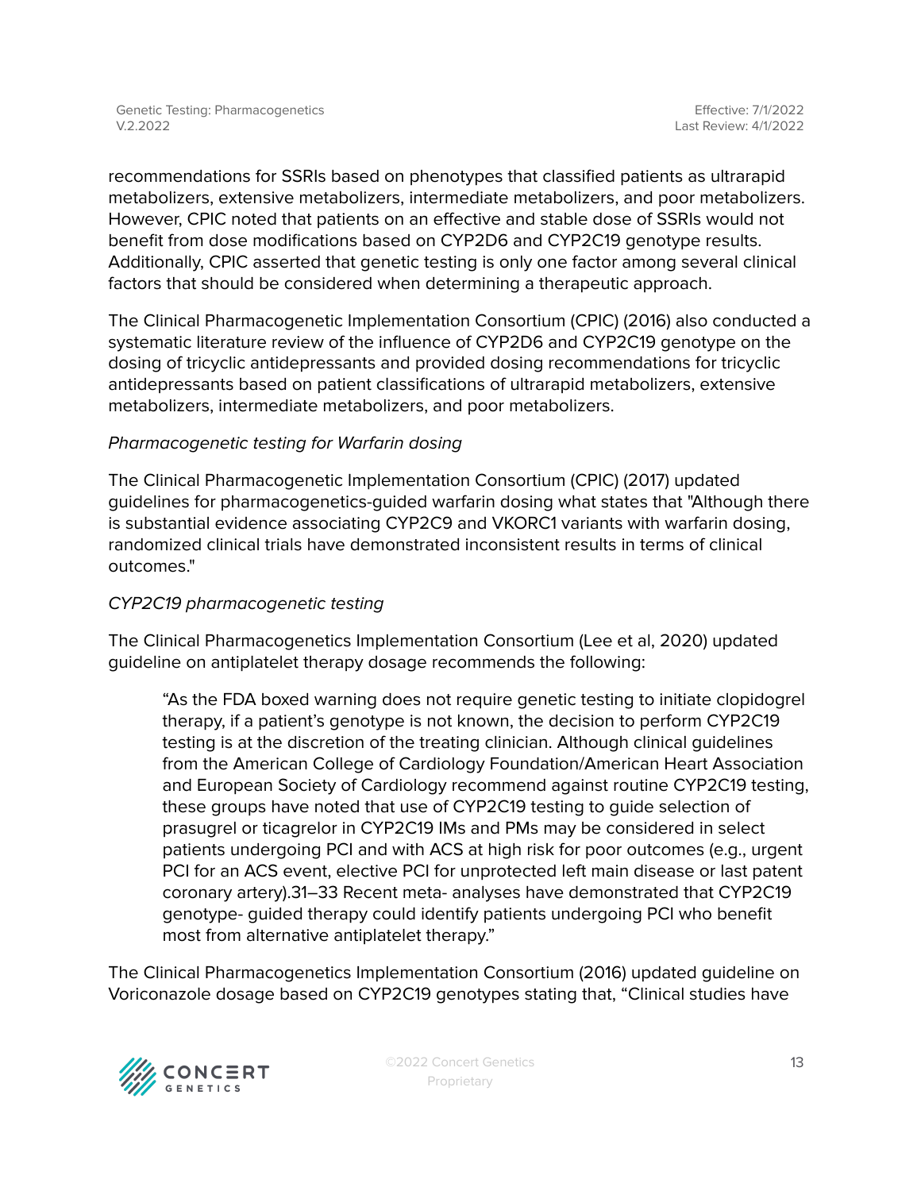recommendations for SSRIs based on phenotypes that classified patients as ultrarapid metabolizers, extensive metabolizers, intermediate metabolizers, and poor metabolizers. However, CPIC noted that patients on an effective and stable dose of SSRIs would not benefit from dose modifications based on CYP2D6 and CYP2C19 genotype results. Additionally, CPIC asserted that genetic testing is only one factor among several clinical factors that should be considered when determining a therapeutic approach.

The Clinical Pharmacogenetic Implementation Consortium (CPIC) (2016) also conducted a systematic literature review of the influence of CYP2D6 and CYP2C19 genotype on the dosing of tricyclic antidepressants and provided dosing recommendations for tricyclic antidepressants based on patient classifications of ultrarapid metabolizers, extensive metabolizers, intermediate metabolizers, and poor metabolizers.

*Pharmacogenetic testing for Warfarin dosing*

The Clinical Pharmacogenetic Implementation Consortium (CPIC) (2017) updated guidelines for pharmacogenetics-guided warfarin dosing what states that "Although there is substantial evidence associating CYP2C9 and VKORC1 variants with warfarin dosing, randomized clinical trials have demonstrated inconsistent results in terms of clinical outcomes."

*CYP2C19 pharmacogenetic testing*

The Clinical Pharmacogenetics Implementation Consortium (Lee et al, 2020) updated guideline on antiplatelet therapy dosage recommends the following:

> "As the FDA boxed warning does not require genetic testing to initiate clopidogrel therapy, if a patient's genotype is not known, the decision to perform CYP2C19 testing is at the discretion of the treating clinician. Although clinical guidelines from the American College of Cardiology Foundation/American Heart Association and European Society of Cardiology recommend against routine CYP2C19 testing, these groups have noted that use of CYP2C19 testing to guide selection of prasugrel or ticagrelor in CYP2C19 IMs and PMs may be considered in select patients undergoing PCI and with ACS at high risk for poor outcomes (e.g., urgent PCI for an ACS event, elective PCI for unprotected left main disease or last patent coronary artery).31–33 Recent meta- analyses have demonstrated that CYP2C19 genotype- guided therapy could identify patients undergoing PCI who benefit most from alternative antiplatelet therapy."

The Clinical Pharmacogenetics Implementation Consortium (2016) updated guideline on Voriconazole dosage based on CYP2C19 genotypes stating that, "Clinical studies have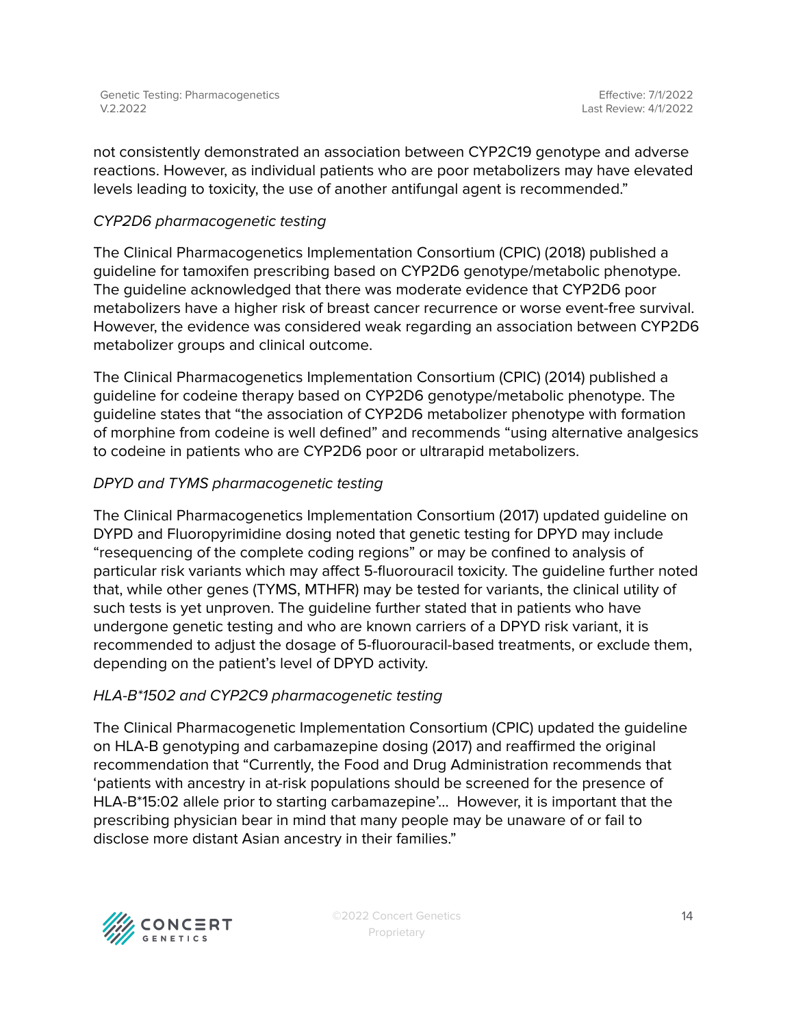not consistently demonstrated an association between CYP2C19 genotype and adverse reactions. However, as individual patients who are poor metabolizers may have elevated levels leading to toxicity, the use of another antifungal agent is recommended."

*CYP2D6 pharmacogenetic testing*

The Clinical Pharmacogenetics Implementation Consortium (CPIC) (2018) published a guideline for tamoxifen prescribing based on CYP2D6 genotype/metabolic phenotype. The guideline acknowledged that there was moderate evidence that CYP2D6 poor metabolizers have a higher risk of breast cancer recurrence or worse event-free survival. However, the evidence was considered weak regarding an association between CYP2D6 metabolizer groups and clinical outcome.

The Clinical Pharmacogenetics Implementation Consortium (CPIC) (2014) published a guideline for codeine therapy based on CYP2D6 genotype/metabolic phenotype. The guideline states that "the association of CYP2D6 metabolizer phenotype with formation of morphine from codeine is well defined" and recommends "using alternative analgesics to codeine in patients who are CYP2D6 poor or ultrarapid metabolizers.

*DPYD and TYMS pharmacogenetic testing*

The Clinical Pharmacogenetics Implementation Consortium (2017) updated guideline on DYPD and Fluoropyrimidine dosing noted that genetic testing for DPYD may include "resequencing of the complete coding regions" or may be confined to analysis of particular risk variants which may affect 5-fluorouracil toxicity. The guideline further noted that, while other genes (TYMS, MTHFR) may be tested for variants, the clinical utility of such tests is yet unproven. The guideline further stated that in patients who have undergone genetic testing and who are known carriers of a DPYD risk variant, it is recommended to adjust the dosage of 5-fluorouracil-based treatments, or exclude them, depending on the patient's level of DPYD activity.

*HLA-B*1502 and CYP2C9 pharmacogenetic testing*

The Clinical Pharmacogenetic Implementation Consortium (CPIC) updated the guideline on HLA-B genotyping and carbamazepine dosing (2017) and reaffirmed the original recommendation that "Currently, the Food and Drug Administration recommends that 'patients with ancestry in at-risk populations should be screened for the presence of HLA-B*15:02 allele prior to starting carbamazepine'… However, it is important that the prescribing physician bear in mind that many people may be unaware of or fail to disclose more distant Asian ancestry in their families."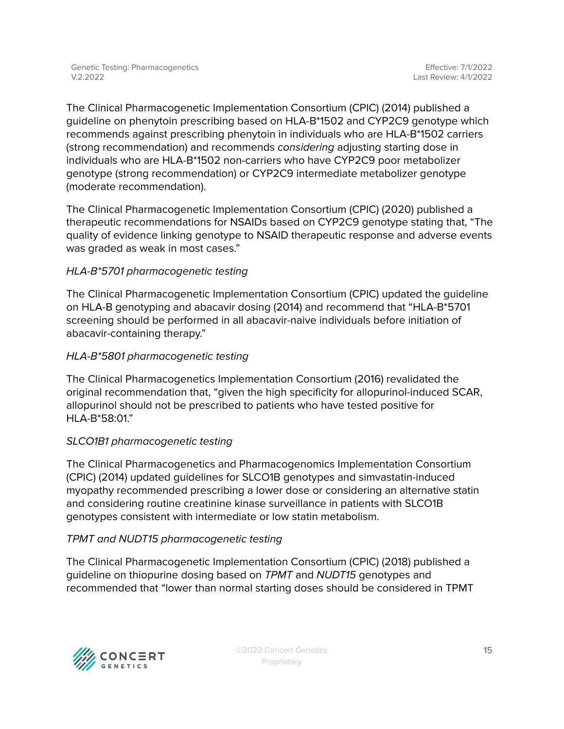The Clinical Pharmacogenetic Implementation Consortium (CPIC) (2014) published a guideline on phenytoin prescribing based on HLA-B*1502 and CYP2C9 genotype which recommends against prescribing phenytoin in individuals who are HLA-B*1502 carriers (strong recommendation) and recommends *considering* adjusting starting dose in individuals who are HLA-B*1502 non-carriers who have CYP2C9 poor metabolizer genotype (strong recommendation) or CYP2C9 intermediate metabolizer genotype (moderate recommendation).

The Clinical Pharmacogenetic Implementation Consortium (CPIC) (2020) published a therapeutic recommendations for NSAIDs based on CYP2C9 genotype stating that, "The quality of evidence linking genotype to NSAID therapeutic response and adverse events was graded as weak in most cases."

*HLA-B*5701 pharmacogenetic testing*

The Clinical Pharmacogenetic Implementation Consortium (CPIC) updated the guideline on HLA-B genotyping and abacavir dosing (2014) and recommend that "HLA-B*5701 screening should be performed in all abacavir-naive individuals before initiation of abacavir-containing therapy."

*HLA-B*5801 pharmacogenetic testing*

The Clinical Pharmacogenetics Implementation Consortium (2016) revalidated the original recommendation that, "given the high specificity for allopurinol-induced SCAR, allopurinol should not be prescribed to patients who have tested positive for HLA-B*58:01."

*SLCO1B1 pharmacogenetic testing*

The Clinical Pharmacogenetics and Pharmacogenomics Implementation Consortium (CPIC) (2014) updated guidelines for SLCO1B genotypes and simvastatin-induced myopathy recommended prescribing a lower dose or considering an alternative statin and considering routine creatinine kinase surveillance in patients with SLCO1B genotypes consistent with intermediate or low statin metabolism.

*TPMT and NUDT15 pharmacogenetic testing*

The Clinical Pharmacogenetic Implementation Consortium (CPIC) (2018) published a guideline on thiopurine dosing based on *TPMT* and *NUDT15* genotypes and recommended that "lower than normal starting doses should be considered in TPMT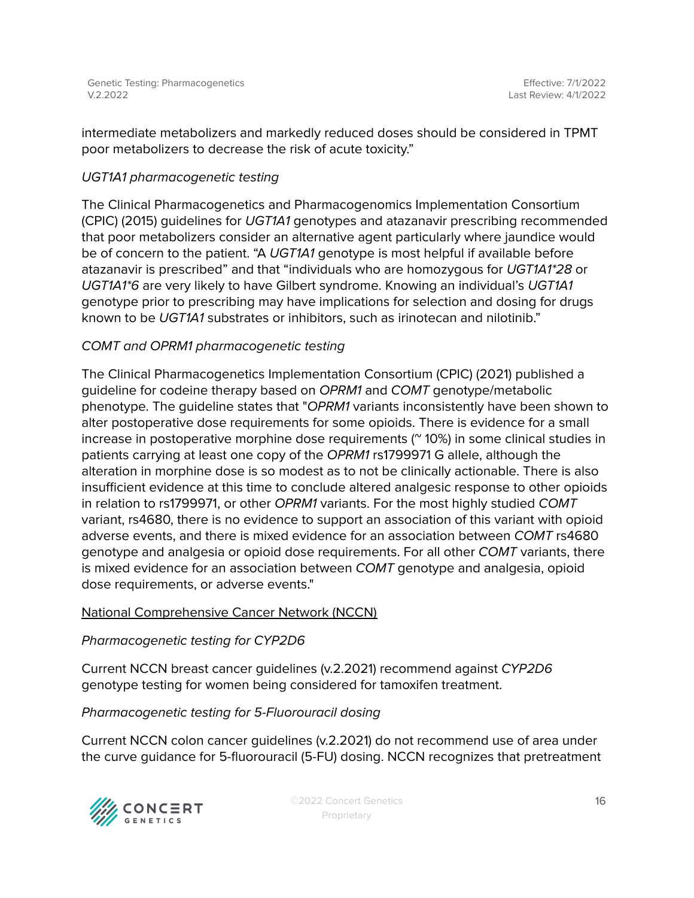intermediate metabolizers and markedly reduced doses should be considered in TPMT poor metabolizers to decrease the risk of acute toxicity."

*UGT1A1 pharmacogenetic testing*

The Clinical Pharmacogenetics and Pharmacogenomics Implementation Consortium (CPIC) (2015) guidelines for *UGT1A1* genotypes and atazanavir prescribing recommended that poor metabolizers consider an alternative agent particularly where jaundice would be of concern to the patient. "A *UGT1A1* genotype is most helpful if available before atazanavir is prescribed" and that "individuals who are homozygous for *UGT1A1*28* or *UGT1A1*6* are very likely to have Gilbert syndrome. Knowing an individual's *UGT1A1* genotype prior to prescribing may have implications for selection and dosing for drugs known to be *UGT1A1* substrates or inhibitors, such as irinotecan and nilotinib."

*COMT and OPRM1 pharmacogenetic testing*

The Clinical Pharmacogenetics Implementation Consortium (CPIC) (2021) published a guideline for codeine therapy based on *OPRM1* and *COMT* genotype/metabolic phenotype. The guideline states that "*OPRM1* variants inconsistently have been shown to alter postoperative dose requirements for some opioids. There is evidence for a small increase in postoperative morphine dose requirements (~ 10%) in some clinical studies in patients carrying at least one copy of the *OPRM1* rs1799971 G allele, although the alteration in morphine dose is so modest as to not be clinically actionable. There is also insufficient evidence at this time to conclude altered analgesic response to other opioids in relation to rs1799971, or other *OPRM1* variants. For the most highly studied *COMT* variant, rs4680, there is no evidence to support an association of this variant with opioid adverse events, and there is mixed evidence for an association between *COMT* rs4680 genotype and analgesia or opioid dose requirements. For all other *COMT* variants, there is mixed evidence for an association between *COMT* genotype and analgesia, opioid dose requirements, or adverse events."

National Comprehensive Cancer Network (NCCN)

*Pharmacogenetic testing for CYP2D6*

Current NCCN breast cancer guidelines (v.2.2021) recommend against *CYP2D6* genotype testing for women being considered for tamoxifen treatment.

*Pharmacogenetic testing for 5-Fluorouracil dosing*

Current NCCN colon cancer guidelines (v.2.2021) do not recommend use of area under the curve guidance for 5-fluorouracil (5-FU) dosing. NCCN recognizes that pretreatment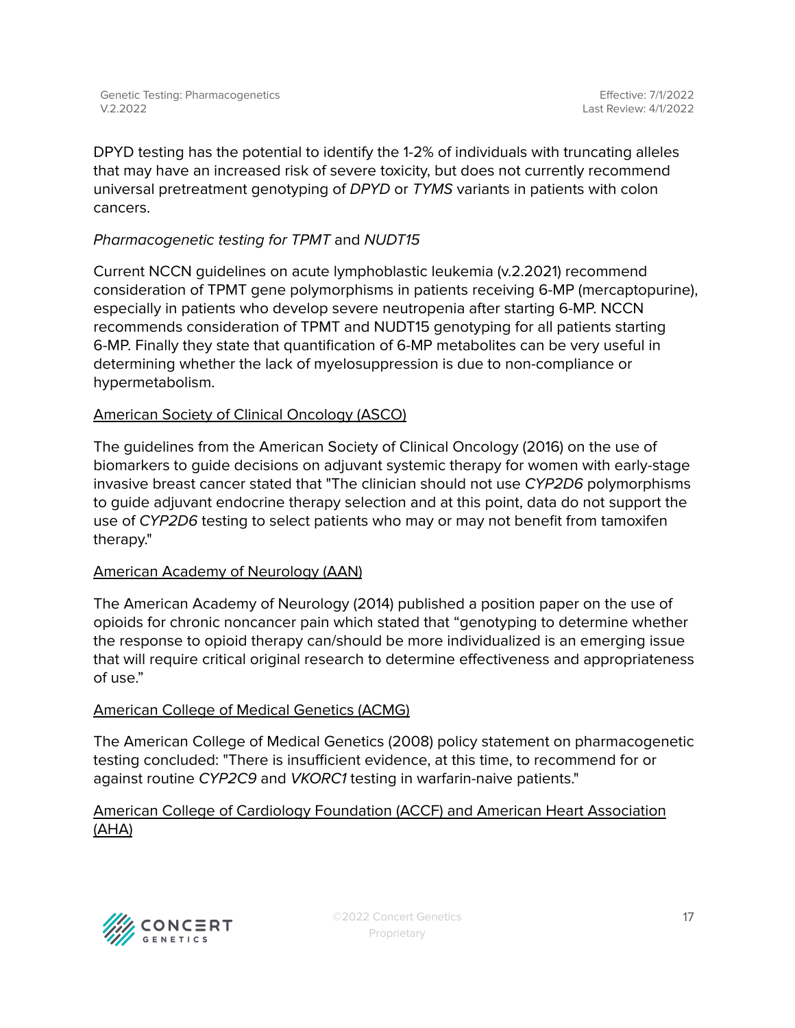DPYD testing has the potential to identify the 1-2% of individuals with truncating alleles that may have an increased risk of severe toxicity, but does not currently recommend universal pretreatment genotyping of *DPYD* or *TYMS* variants in patients with colon cancers.

*Pharmacogenetic testing for TPMT* and *NUDT15*

Current NCCN guidelines on acute lymphoblastic leukemia (v.2.2021) recommend consideration of TPMT gene polymorphisms in patients receiving 6-MP (mercaptopurine), especially in patients who develop severe neutropenia after starting 6-MP. NCCN recommends consideration of TPMT and NUDT15 genotyping for all patients starting 6-MP. Finally they state that quantification of 6-MP metabolites can be very useful in determining whether the lack of myelosuppression is due to non-compliance or hypermetabolism.

<u>American Society of Clinical Oncology (ASCO)</u>

The guidelines from the American Society of Clinical Oncology (2016) on the use of biomarkers to guide decisions on adjuvant systemic therapy for women with early-stage invasive breast cancer stated that "The clinician should not use *CYP2D6* polymorphisms to guide adjuvant endocrine therapy selection and at this point, data do not support the use of *CYP2D6* testing to select patients who may or may not benefit from tamoxifen therapy."

<u>American Academy of Neurology (AAN)</u>

The American Academy of Neurology (2014) published a position paper on the use of opioids for chronic noncancer pain which stated that "genotyping to determine whether the response to opioid therapy can/should be more individualized is an emerging issue that will require critical original research to determine effectiveness and appropriateness of use."

<u>American College of Medical Genetics (ACMG)</u>

The American College of Medical Genetics (2008) policy statement on pharmacogenetic testing concluded: "There is insufficient evidence, at this time, to recommend for or against routine *CYP2C9* and *VKORC1* testing in warfarin-naive patients."

<u>American College of Cardiology Foundation (ACCF) and American Heart Association (AHA)</u>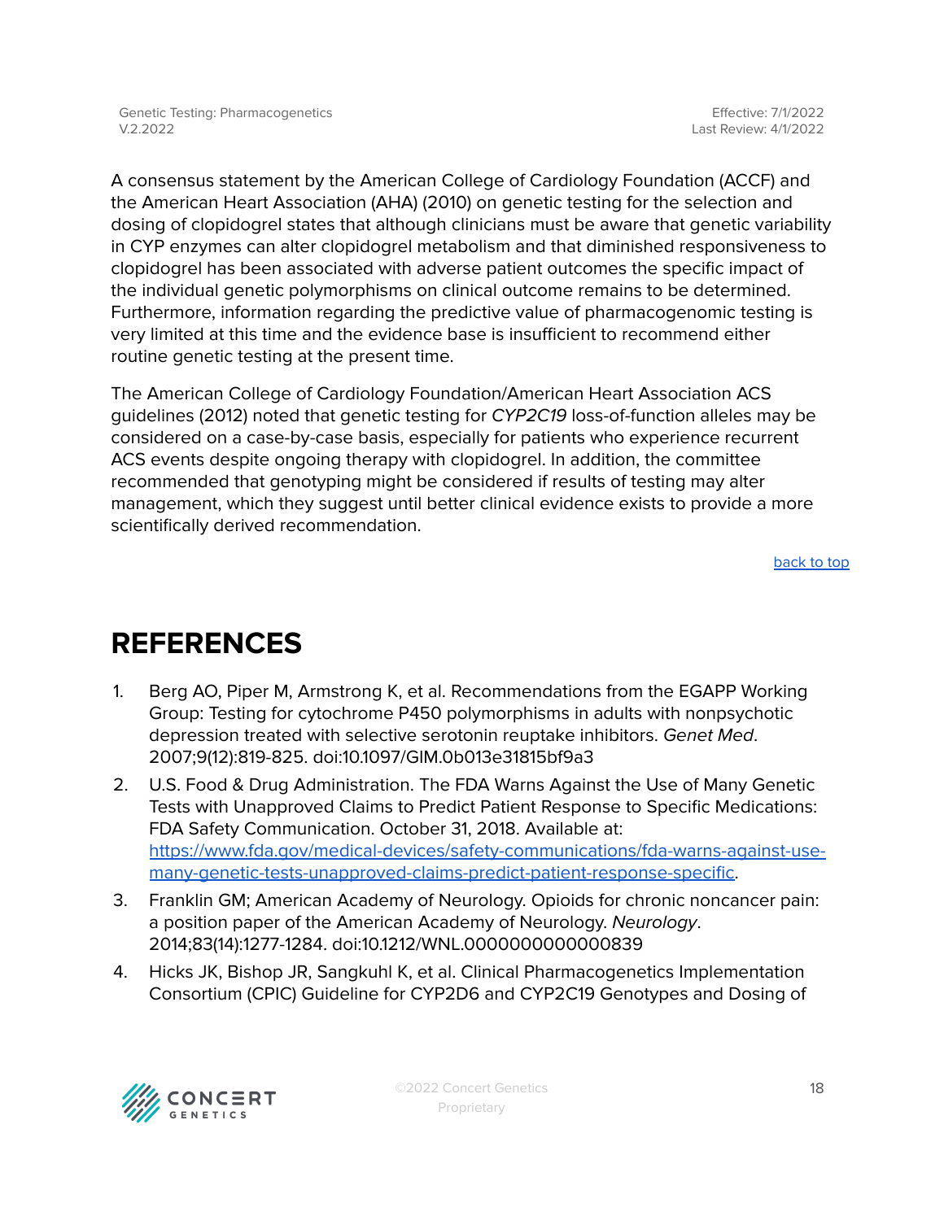A consensus statement by the American College of Cardiology Foundation (ACCF) and the American Heart Association (AHA) (2010) on genetic testing for the selection and dosing of clopidogrel states that although clinicians must be aware that genetic variability in CYP enzymes can alter clopidogrel metabolism and that diminished responsiveness to clopidogrel has been associated with adverse patient outcomes the specific impact of the individual genetic polymorphisms on clinical outcome remains to be determined. Furthermore, information regarding the predictive value of pharmacogenomic testing is very limited at this time and the evidence base is insufficient to recommend either routine genetic testing at the present time.

The American College of Cardiology Foundation/American Heart Association ACS guidelines (2012) noted that genetic testing for *CYP2C19* loss-of-function alleles may be considered on a case-by-case basis, especially for patients who experience recurrent ACS events despite ongoing therapy with clopidogrel. In addition, the committee recommended that genotyping might be considered if results of testing may alter management, which they suggest until better clinical evidence exists to provide a more scientifically derived recommendation.

[back to top](#)

# REFERENCES

1. Berg AO, Piper M, Armstrong K, et al. Recommendations from the EGAPP Working Group: Testing for cytochrome P450 polymorphisms in adults with nonpsychotic depression treated with selective serotonin reuptake inhibitors. *Genet Med*. 2007;9(12):819-825. doi:10.1097/GIM.0b013e31815bf9a3
2. U.S. Food & Drug Administration. The FDA Warns Against the Use of Many Genetic Tests with Unapproved Claims to Predict Patient Response to Specific Medications: FDA Safety Communication. October 31, 2018. Available at: [https://www.fda.gov/medical-devices/safety-communications/fda-warns-against-use-many-genetic-tests-unapproved-claims-predict-patient-response-specific](https://www.fda.gov/medical-devices/safety-communications/fda-warns-against-use-many-genetic-tests-unapproved-claims-predict-patient-response-specific).
3. Franklin GM; American Academy of Neurology. Opioids for chronic noncancer pain: a position paper of the American Academy of Neurology. *Neurology*. 2014;83(14):1277-1284. doi:10.1212/WNL.0000000000000839
4. Hicks JK, Bishop JR, Sangkuhl K, et al. Clinical Pharmacogenetics Implementation Consortium (CPIC) Guideline for CYP2D6 and CYP2C19 Genotypes and Dosing of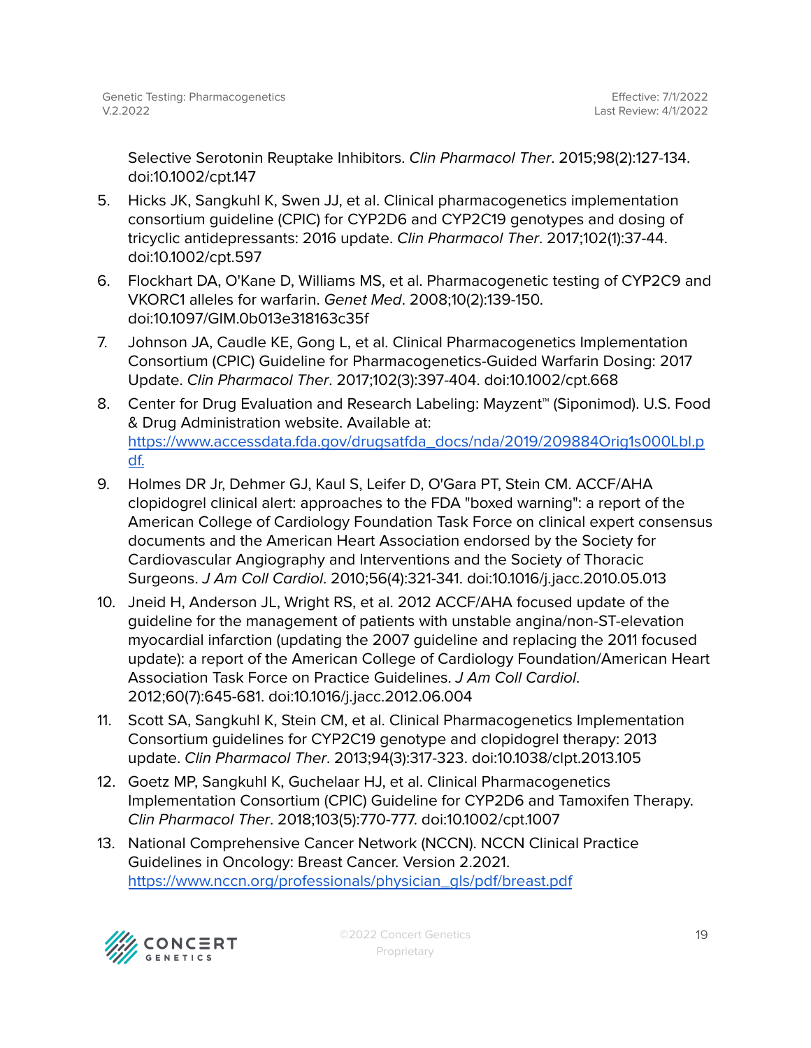Selective Serotonin Reuptake Inhibitors. *Clin Pharmacol Ther*. 2015;98(2):127-134. doi:10.1002/cpt.147

5. Hicks JK, Sangkuhl K, Swen JJ, et al. Clinical pharmacogenetics implementation consortium guideline (CPIC) for CYP2D6 and CYP2C19 genotypes and dosing of tricyclic antidepressants: 2016 update. *Clin Pharmacol Ther*. 2017;102(1):37-44. doi:10.1002/cpt.597
6. Flockhart DA, O'Kane D, Williams MS, et al. Pharmacogenetic testing of CYP2C9 and VKORC1 alleles for warfarin. *Genet Med*. 2008;10(2):139-150. doi:10.1097/GIM.0b013e318163c35f
7. Johnson JA, Caudle KE, Gong L, et al. Clinical Pharmacogenetics Implementation Consortium (CPIC) Guideline for Pharmacogenetics-Guided Warfarin Dosing: 2017 Update. *Clin Pharmacol Ther*. 2017;102(3):397-404. doi:10.1002/cpt.668
8. Center for Drug Evaluation and Research Labeling: Mayzent™ (Siponimod). U.S. Food & Drug Administration website. Available at: [https://www.accessdata.fda.gov/drugsatfda_docs/nda/2019/209884Orig1s000Lbl.pdf.](https://www.accessdata.fda.gov/drugsatfda_docs/nda/2019/209884Orig1s000Lbl.pdf)
9. Holmes DR Jr, Dehmer GJ, Kaul S, Leifer D, O'Gara PT, Stein CM. ACCF/AHA clopidogrel clinical alert: approaches to the FDA "boxed warning": a report of the American College of Cardiology Foundation Task Force on clinical expert consensus documents and the American Heart Association endorsed by the Society for Cardiovascular Angiography and Interventions and the Society of Thoracic Surgeons. *J Am Coll Cardiol*. 2010;56(4):321-341. doi:10.1016/j.jacc.2010.05.013
10. Jneid H, Anderson JL, Wright RS, et al. 2012 ACCF/AHA focused update of the guideline for the management of patients with unstable angina/non-ST-elevation myocardial infarction (updating the 2007 guideline and replacing the 2011 focused update): a report of the American College of Cardiology Foundation/American Heart Association Task Force on Practice Guidelines. *J Am Coll Cardiol*. 2012;60(7):645-681. doi:10.1016/j.jacc.2012.06.004
11. Scott SA, Sangkuhl K, Stein CM, et al. Clinical Pharmacogenetics Implementation Consortium guidelines for CYP2C19 genotype and clopidogrel therapy: 2013 update. *Clin Pharmacol Ther*. 2013;94(3):317-323. doi:10.1038/clpt.2013.105
12. Goetz MP, Sangkuhl K, Guchelaar HJ, et al. Clinical Pharmacogenetics Implementation Consortium (CPIC) Guideline for CYP2D6 and Tamoxifen Therapy. *Clin Pharmacol Ther*. 2018;103(5):770-777. doi:10.1002/cpt.1007
13. National Comprehensive Cancer Network (NCCN). NCCN Clinical Practice Guidelines in Oncology: Breast Cancer. Version 2.2021. [https://www.nccn.org/professionals/physician_gls/pdf/breast.pdf](https://www.nccn.org/professionals/physician_gls/pdf/breast.pdf)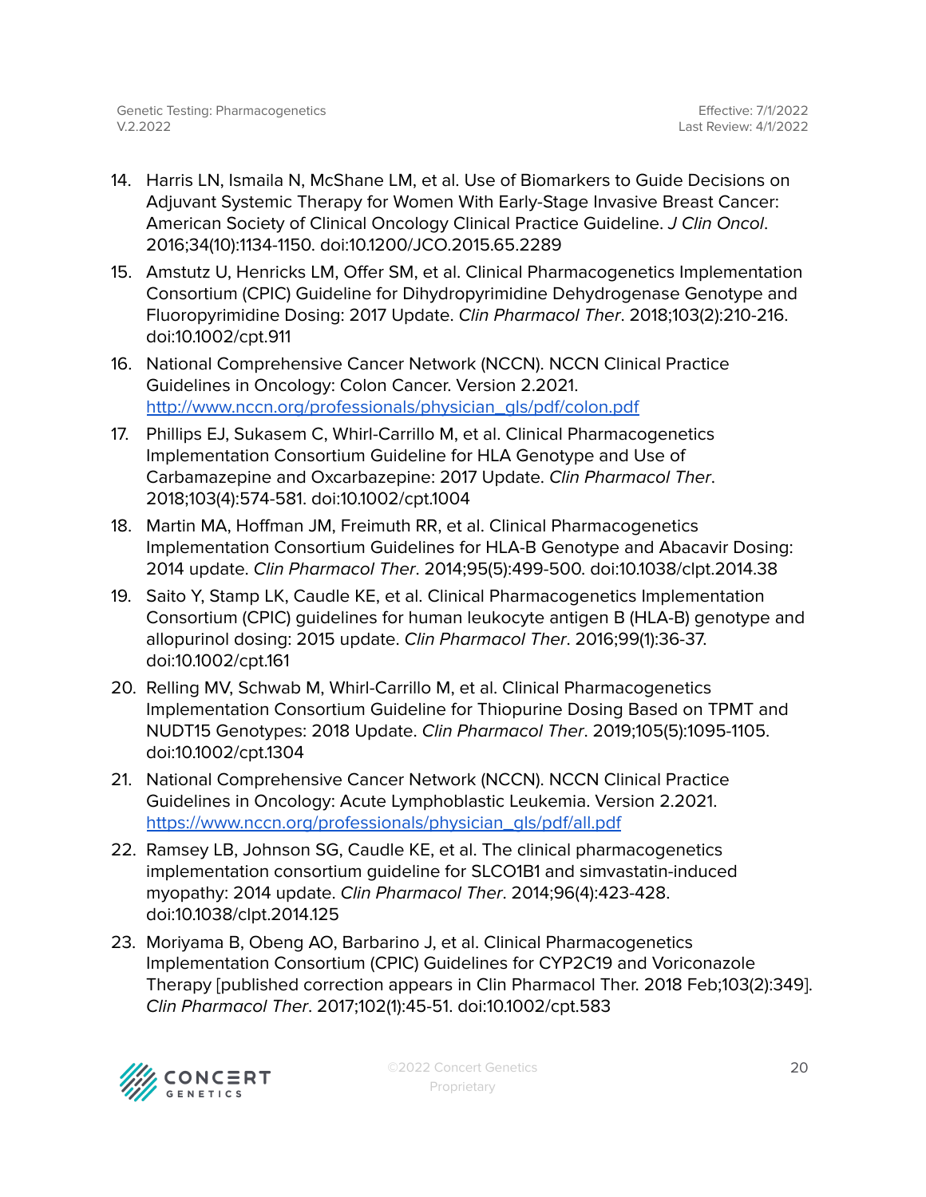14. Harris LN, Ismaila N, McShane LM, et al. Use of Biomarkers to Guide Decisions on Adjuvant Systemic Therapy for Women With Early-Stage Invasive Breast Cancer: American Society of Clinical Oncology Clinical Practice Guideline. *J Clin Oncol*. 2016;34(10):1134-1150. doi:10.1200/JCO.2015.65.2289
15. Amstutz U, Henricks LM, Offer SM, et al. Clinical Pharmacogenetics Implementation Consortium (CPIC) Guideline for Dihydropyrimidine Dehydrogenase Genotype and Fluoropyrimidine Dosing: 2017 Update. *Clin Pharmacol Ther*. 2018;103(2):210-216. doi:10.1002/cpt.911
16. National Comprehensive Cancer Network (NCCN). NCCN Clinical Practice Guidelines in Oncology: Colon Cancer. Version 2.2021. [http://www.nccn.org/professionals/physician_gls/pdf/colon.pdf](http://www.nccn.org/professionals/physician_gls/pdf/colon.pdf)
17. Phillips EJ, Sukasem C, Whirl-Carrillo M, et al. Clinical Pharmacogenetics Implementation Consortium Guideline for HLA Genotype and Use of Carbamazepine and Oxcarbazepine: 2017 Update. *Clin Pharmacol Ther*. 2018;103(4):574-581. doi:10.1002/cpt.1004
18. Martin MA, Hoffman JM, Freimuth RR, et al. Clinical Pharmacogenetics Implementation Consortium Guidelines for HLA-B Genotype and Abacavir Dosing: 2014 update. *Clin Pharmacol Ther*. 2014;95(5):499-500. doi:10.1038/clpt.2014.38
19. Saito Y, Stamp LK, Caudle KE, et al. Clinical Pharmacogenetics Implementation Consortium (CPIC) guidelines for human leukocyte antigen B (HLA-B) genotype and allopurinol dosing: 2015 update. *Clin Pharmacol Ther*. 2016;99(1):36-37. doi:10.1002/cpt.161
20. Relling MV, Schwab M, Whirl-Carrillo M, et al. Clinical Pharmacogenetics Implementation Consortium Guideline for Thiopurine Dosing Based on TPMT and NUDT15 Genotypes: 2018 Update. *Clin Pharmacol Ther*. 2019;105(5):1095-1105. doi:10.1002/cpt.1304
21. National Comprehensive Cancer Network (NCCN). NCCN Clinical Practice Guidelines in Oncology: Acute Lymphoblastic Leukemia. Version 2.2021. [https://www.nccn.org/professionals/physician_gls/pdf/all.pdf](https://www.nccn.org/professionals/physician_gls/pdf/all.pdf)
22. Ramsey LB, Johnson SG, Caudle KE, et al. The clinical pharmacogenetics implementation consortium guideline for SLCO1B1 and simvastatin-induced myopathy: 2014 update. *Clin Pharmacol Ther*. 2014;96(4):423-428. doi:10.1038/clpt.2014.125
23. Moriyama B, Obeng AO, Barbarino J, et al. Clinical Pharmacogenetics Implementation Consortium (CPIC) Guidelines for CYP2C19 and Voriconazole Therapy [published correction appears in Clin Pharmacol Ther. 2018 Feb;103(2):349]. *Clin Pharmacol Ther*. 2017;102(1):45-51. doi:10.1002/cpt.583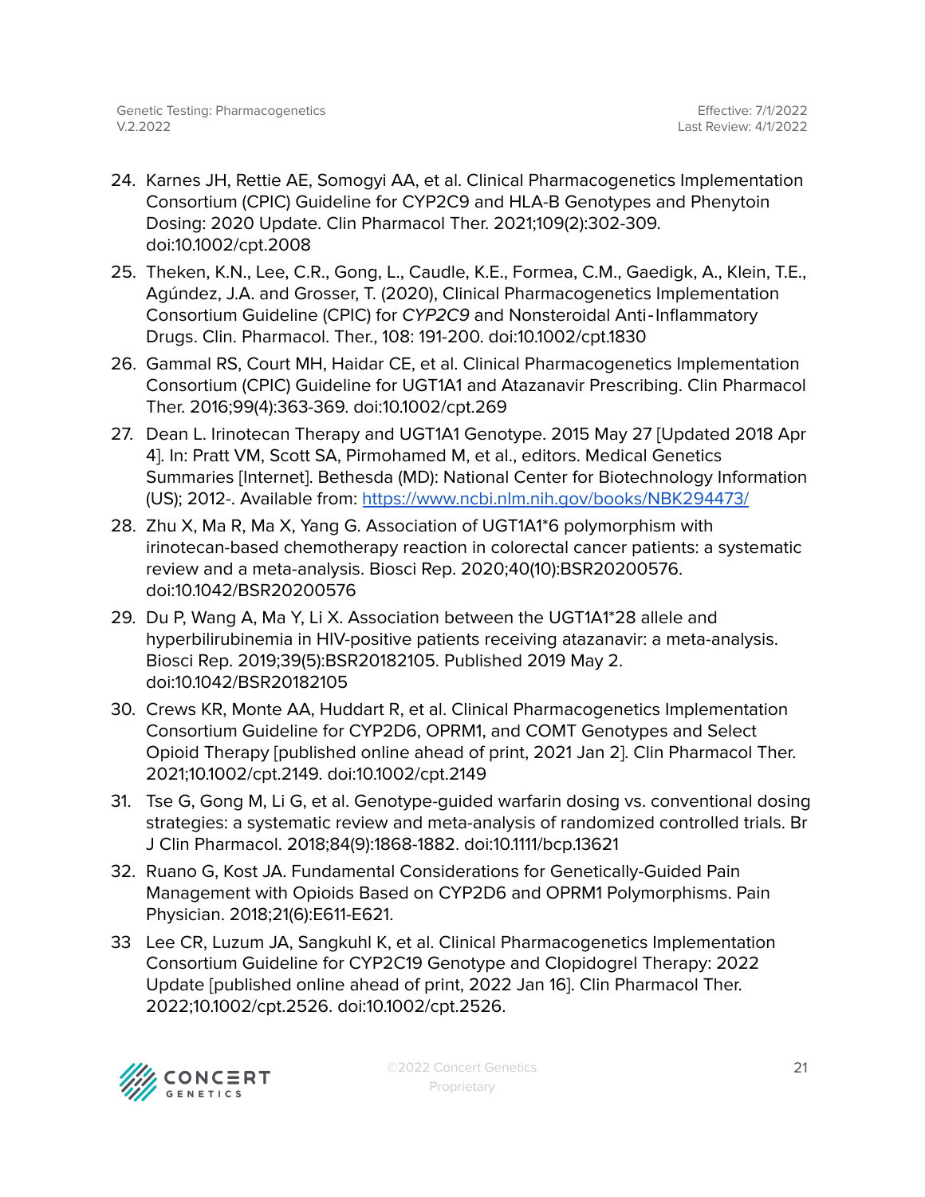24. Karnes JH, Rettie AE, Somogyi AA, et al. Clinical Pharmacogenetics Implementation Consortium (CPIC) Guideline for CYP2C9 and HLA-B Genotypes and Phenytoin Dosing: 2020 Update. Clin Pharmacol Ther. 2021;109(2):302-309. doi:10.1002/cpt.2008
25. Theken, K.N., Lee, C.R., Gong, L., Caudle, K.E., Formea, C.M., Gaedigk, A., Klein, T.E., Agúndez, J.A. and Grosser, T. (2020), Clinical Pharmacogenetics Implementation Consortium Guideline (CPIC) for *CYP2C9* and Nonsteroidal Anti-Inflammatory Drugs. Clin. Pharmacol. Ther., 108: 191-200. doi:10.1002/cpt.1830
26. Gammal RS, Court MH, Haidar CE, et al. Clinical Pharmacogenetics Implementation Consortium (CPIC) Guideline for UGT1A1 and Atazanavir Prescribing. Clin Pharmacol Ther. 2016;99(4):363-369. doi:10.1002/cpt.269
27. Dean L. Irinotecan Therapy and UGT1A1 Genotype. 2015 May 27 [Updated 2018 Apr 4]. In: Pratt VM, Scott SA, Pirmohamed M, et al., editors. Medical Genetics Summaries [Internet]. Bethesda (MD): National Center for Biotechnology Information (US); 2012-. Available from: https://www.ncbi.nlm.nih.gov/books/NBK294473/
28. Zhu X, Ma R, Ma X, Yang G. Association of UGT1A1*6 polymorphism with irinotecan-based chemotherapy reaction in colorectal cancer patients: a systematic review and a meta-analysis. Biosci Rep. 2020;40(10):BSR20200576. doi:10.1042/BSR20200576
29. Du P, Wang A, Ma Y, Li X. Association between the UGT1A1*28 allele and hyperbilirubinemia in HIV-positive patients receiving atazanavir: a meta-analysis. Biosci Rep. 2019;39(5):BSR20182105. Published 2019 May 2. doi:10.1042/BSR20182105
30. Crews KR, Monte AA, Huddart R, et al. Clinical Pharmacogenetics Implementation Consortium Guideline for CYP2D6, OPRM1, and COMT Genotypes and Select Opioid Therapy [published online ahead of print, 2021 Jan 2]. Clin Pharmacol Ther. 2021;10.1002/cpt.2149. doi:10.1002/cpt.2149
31. Tse G, Gong M, Li G, et al. Genotype-guided warfarin dosing vs. conventional dosing strategies: a systematic review and meta-analysis of randomized controlled trials. Br J Clin Pharmacol. 2018;84(9):1868-1882. doi:10.1111/bcp.13621
32. Ruano G, Kost JA. Fundamental Considerations for Genetically-Guided Pain Management with Opioids Based on CYP2D6 and OPRM1 Polymorphisms. Pain Physician. 2018;21(6):E611-E621.
33. Lee CR, Luzum JA, Sangkuhl K, et al. Clinical Pharmacogenetics Implementation Consortium Guideline for CYP2C19 Genotype and Clopidogrel Therapy: 2022 Update [published online ahead of print, 2022 Jan 16]. Clin Pharmacol Ther. 2022;10.1002/cpt.2526. doi:10.1002/cpt.2526.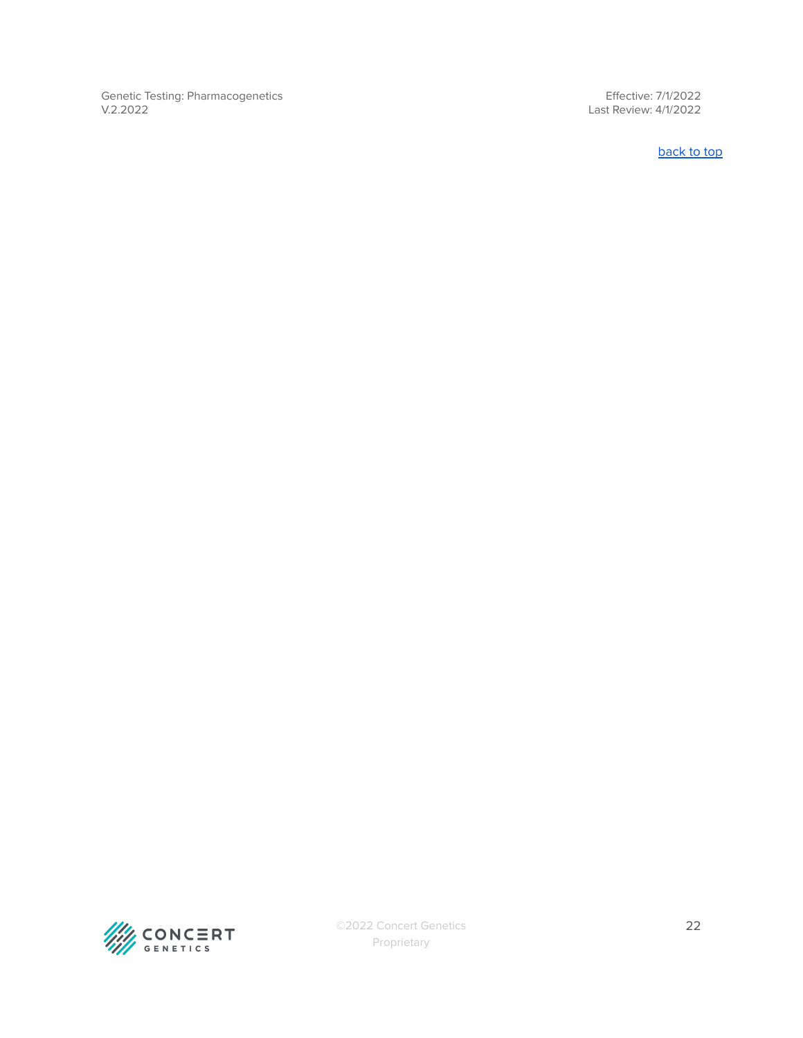[back to top](#)